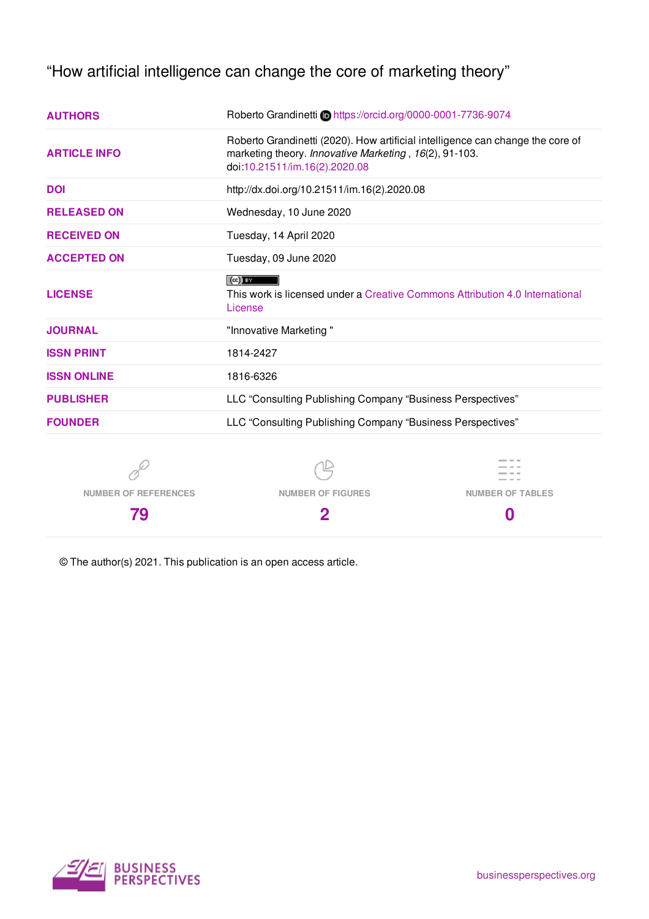# "How artificial intelligence can change the core of marketing theory"

| | |
|---|---|
| **AUTHORS** | Roberto Grandinetti https://orcid.org/0000-0001-7736-9074 |
| **ARTICLE INFO** | Roberto Grandinetti (2020). How artificial intelligence can change the core of marketing theory. *Innovative Marketing* , *16*(2), 91-103. doi:10.21511/im.16(2).2020.08 |
| **DOI** | http://dx.doi.org/10.21511/im.16(2).2020.08 |
| **RELEASED ON** | Wednesday, 10 June 2020 |
| **RECEIVED ON** | Tuesday, 14 April 2020 |
| **ACCEPTED ON** | Tuesday, 09 June 2020 |
| **LICENSE** | This work is licensed under a Creative Commons Attribution 4.0 International License |
| **JOURNAL** | "Innovative Marketing " |
| **ISSN PRINT** | 1814-2427 |
| **ISSN ONLINE** | 1816-6326 |
| **PUBLISHER** | LLC "Consulting Publishing Company "Business Perspectives" |
| **FOUNDER** | LLC "Consulting Publishing Company "Business Perspectives" |

| NUMBER OF REFERENCES | NUMBER OF FIGURES | NUMBER OF TABLES |
|---|---|---|
| 79 | 2 | 0 |

© The author(s) 2021. This publication is an open access article.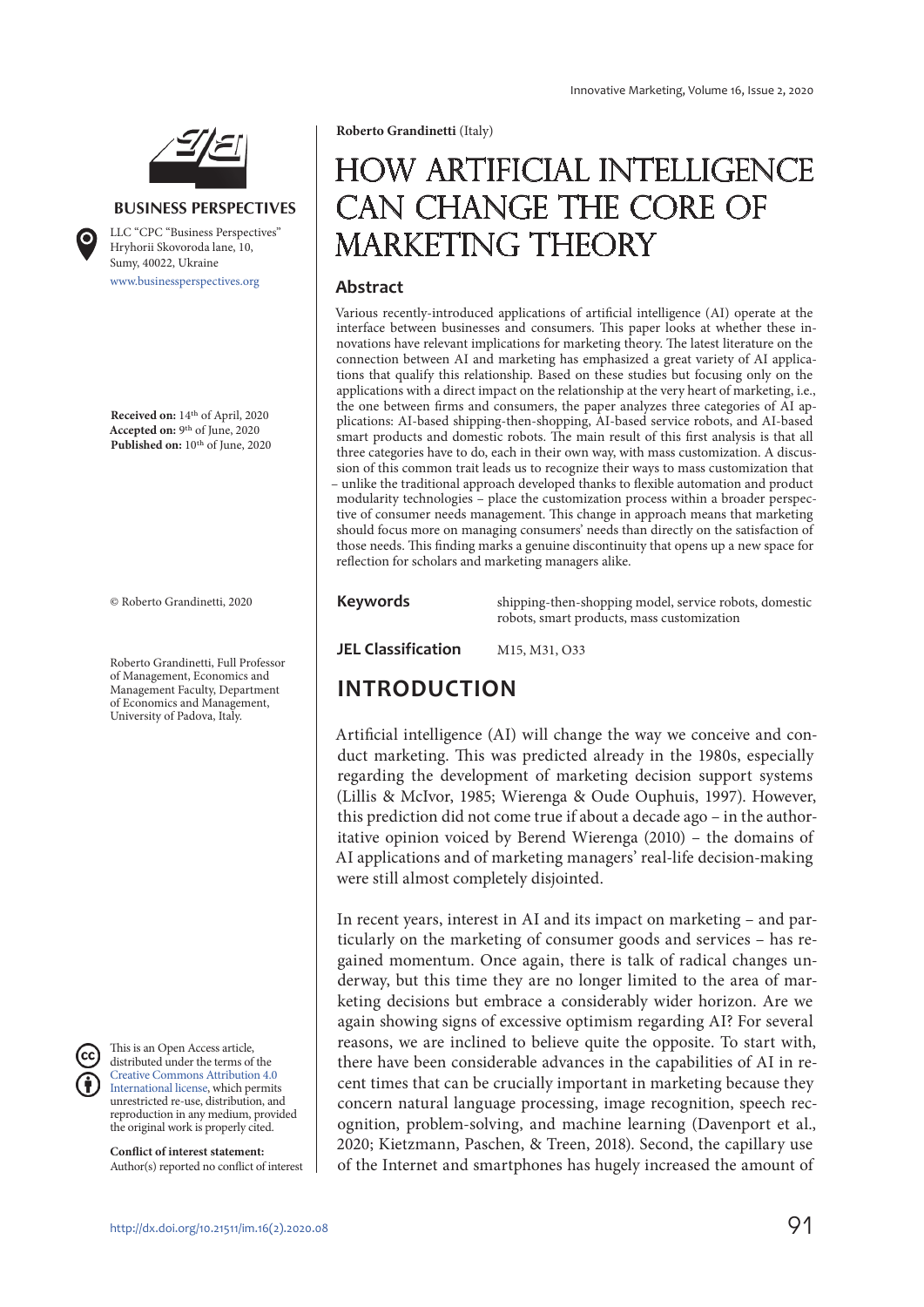Roberto Grandinetti (Italy)

# HOW ARTIFICIAL INTELLIGENCE CAN CHANGE THE CORE OF MARKETING THEORY

BUSINESS PERSPECTIVES

LLC "CPC "Business Perspectives" Hryhorii Skovoroda lane, 10, Sumy, 40022, Ukraine

www.businessperspectives.org

**Received on:** 14th of April, 2020
**Accepted on:** 9th of June, 2020
**Published on:** 10th of June, 2020

© Roberto Grandinetti, 2020

Roberto Grandinetti, Full Professor of Management, Economics and Management Faculty, Department of Economics and Management, University of Padova, Italy.

This is an Open Access article, distributed under the terms of the Creative Commons Attribution 4.0 International license, which permits unrestricted re-use, distribution, and reproduction in any medium, provided the original work is properly cited.

**Conflict of interest statement:**
Author(s) reported no conflict of interest

## Abstract

Various recently-introduced applications of artificial intelligence (AI) operate at the interface between businesses and consumers. This paper looks at whether these innovations have relevant implications for marketing theory. The latest literature on the connection between AI and marketing has emphasized a great variety of AI applications that qualify this relationship. Based on these studies but focusing only on the applications with a direct impact on the relationship at the very heart of marketing, i.e., the one between firms and consumers, the paper analyzes three categories of AI applications: AI-based shipping-then-shopping, AI-based service robots, and AI-based smart products and domestic robots. The main result of this first analysis is that all three categories have to do, each in their own way, with mass customization. A discussion of this common trait leads us to recognize their ways to mass customization that – unlike the traditional approach developed thanks to flexible automation and product modularity technologies – place the customization process within a broader perspective of consumer needs management. This change in approach means that marketing should focus more on managing consumers' needs than directly on the satisfaction of those needs. This finding marks a genuine discontinuity that opens up a new space for reflection for scholars and marketing managers alike.

**Keywords** shipping-then-shopping model, service robots, domestic robots, smart products, mass customization

**JEL Classification** M15, M31, O33

## INTRODUCTION

Artificial intelligence (AI) will change the way we conceive and conduct marketing. This was predicted already in the 1980s, especially regarding the development of marketing decision support systems (Lillis & McIvor, 1985; Wierenga & Oude Ouphuis, 1997). However, this prediction did not come true if about a decade ago – in the authoritative opinion voiced by Berend Wierenga (2010) – the domains of AI applications and of marketing managers' real-life decision-making were still almost completely disjointed.

In recent years, interest in AI and its impact on marketing – and particularly on the marketing of consumer goods and services – has regained momentum. Once again, there is talk of radical changes underway, but this time they are no longer limited to the area of marketing decisions but embrace a considerably wider horizon. Are we again showing signs of excessive optimism regarding AI? For several reasons, we are inclined to believe quite the opposite. To start with, there have been considerable advances in the capabilities of AI in recent times that can be crucially important in marketing because they concern natural language processing, image recognition, speech recognition, problem-solving, and machine learning (Davenport et al., 2020; Kietzmann, Paschen, & Treen, 2018). Second, the capillary use of the Internet and smartphones has hugely increased the amount of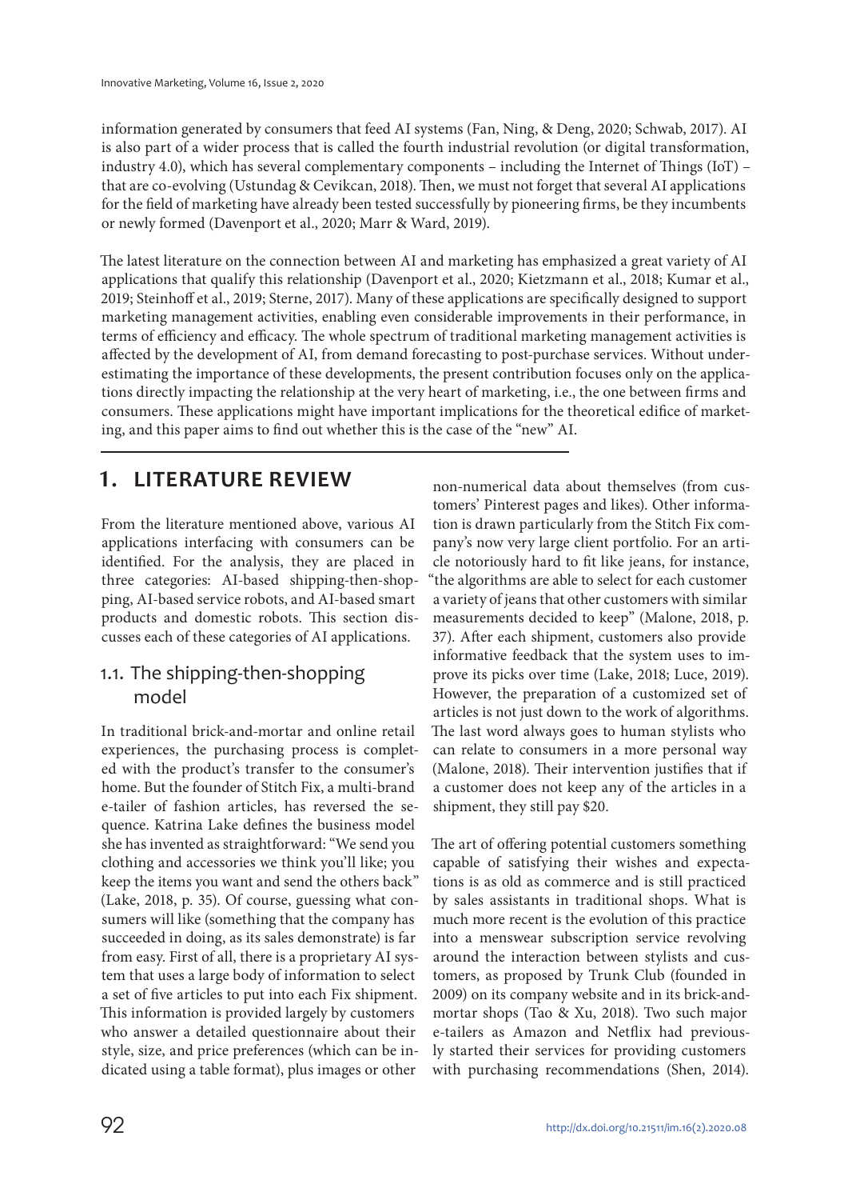information generated by consumers that feed AI systems (Fan, Ning, & Deng, 2020; Schwab, 2017). AI is also part of a wider process that is called the fourth industrial revolution (or digital transformation, industry 4.0), which has several complementary components – including the Internet of Things (IoT) – that are co-evolving (Ustundag & Cevikcan, 2018). Then, we must not forget that several AI applications for the field of marketing have already been tested successfully by pioneering firms, be they incumbents or newly formed (Davenport et al., 2020; Marr & Ward, 2019).

The latest literature on the connection between AI and marketing has emphasized a great variety of AI applications that qualify this relationship (Davenport et al., 2020; Kietzmann et al., 2018; Kumar et al., 2019; Steinhoff et al., 2019; Sterne, 2017). Many of these applications are specifically designed to support marketing management activities, enabling even considerable improvements in their performance, in terms of efficiency and efficacy. The whole spectrum of traditional marketing management activities is affected by the development of AI, from demand forecasting to post-purchase services. Without underestimating the importance of these developments, the present contribution focuses only on the applications directly impacting the relationship at the very heart of marketing, i.e., the one between firms and consumers. These applications might have important implications for the theoretical edifice of marketing, and this paper aims to find out whether this is the case of the "new" AI.

# 1. LITERATURE REVIEW

From the literature mentioned above, various AI applications interfacing with consumers can be identified. For the analysis, they are placed in three categories: AI-based shipping-then-shopping, AI-based service robots, and AI-based smart products and domestic robots. This section discusses each of these categories of AI applications.

## 1.1. The shipping-then-shopping model

In traditional brick-and-mortar and online retail experiences, the purchasing process is completed with the product's transfer to the consumer's home. But the founder of Stitch Fix, a multi-brand e-tailer of fashion articles, has reversed the sequence. Katrina Lake defines the business model she has invented as straightforward: "We send you clothing and accessories we think you'll like; you keep the items you want and send the others back" (Lake, 2018, p. 35). Of course, guessing what consumers will like (something that the company has succeeded in doing, as its sales demonstrate) is far from easy. First of all, there is a proprietary AI system that uses a large body of information to select a set of five articles to put into each Fix shipment. This information is provided largely by customers who answer a detailed questionnaire about their style, size, and price preferences (which can be indicated using a table format), plus images or other non-numerical data about themselves (from customers' Pinterest pages and likes). Other information is drawn particularly from the Stitch Fix company's now very large client portfolio. For an article notoriously hard to fit like jeans, for instance, "the algorithms are able to select for each customer a variety of jeans that other customers with similar measurements decided to keep" (Malone, 2018, p. 37). After each shipment, customers also provide informative feedback that the system uses to improve its picks over time (Lake, 2018; Luce, 2019). However, the preparation of a customized set of articles is not just down to the work of algorithms. The last word always goes to human stylists who can relate to consumers in a more personal way (Malone, 2018). Their intervention justifies that if a customer does not keep any of the articles in a shipment, they still pay $20.

The art of offering potential customers something capable of satisfying their wishes and expectations is as old as commerce and is still practiced by sales assistants in traditional shops. What is much more recent is the evolution of this practice into a menswear subscription service revolving around the interaction between stylists and customers, as proposed by Trunk Club (founded in 2009) on its company website and in its brick-and-mortar shops (Tao & Xu, 2018). Two such major e-tailers as Amazon and Netflix had previously started their services for providing customers with purchasing recommendations (Shen, 2014).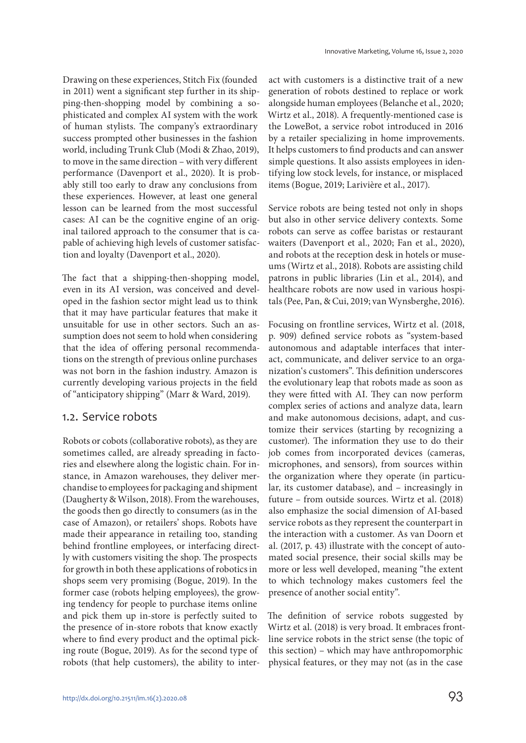Drawing on these experiences, Stitch Fix (founded in 2011) went a significant step further in its shipping-then-shopping model by combining a sophisticated and complex AI system with the work of human stylists. The company's extraordinary success prompted other businesses in the fashion world, including Trunk Club (Modi & Zhao, 2019), to move in the same direction – with very different performance (Davenport et al., 2020). It is probably still too early to draw any conclusions from these experiences. However, at least one general lesson can be learned from the most successful cases: AI can be the cognitive engine of an original tailored approach to the consumer that is capable of achieving high levels of customer satisfaction and loyalty (Davenport et al., 2020).

The fact that a shipping-then-shopping model, even in its AI version, was conceived and developed in the fashion sector might lead us to think that it may have particular features that make it unsuitable for use in other sectors. Such an assumption does not seem to hold when considering that the idea of offering personal recommendations on the strength of previous online purchases was not born in the fashion industry. Amazon is currently developing various projects in the field of "anticipatory shipping" (Marr & Ward, 2019).

## 1.2. Service robots

Robots or cobots (collaborative robots), as they are sometimes called, are already spreading in factories and elsewhere along the logistic chain. For instance, in Amazon warehouses, they deliver merchandise to employees for packaging and shipment (Daugherty & Wilson, 2018). From the warehouses, the goods then go directly to consumers (as in the case of Amazon), or retailers' shops. Robots have made their appearance in retailing too, standing behind frontline employees, or interfacing directly with customers visiting the shop. The prospects for growth in both these applications of robotics in shops seem very promising (Bogue, 2019). In the former case (robots helping employees), the growing tendency for people to purchase items online and pick them up in-store is perfectly suited to the presence of in-store robots that know exactly where to find every product and the optimal picking route (Bogue, 2019). As for the second type of robots (that help customers), the ability to interact with customers is a distinctive trait of a new generation of robots destined to replace or work alongside human employees (Belanche et al., 2020; Wirtz et al., 2018). A frequently-mentioned case is the LoweBot, a service robot introduced in 2016 by a retailer specializing in home improvements. It helps customers to find products and can answer simple questions. It also assists employees in identifying low stock levels, for instance, or misplaced items (Bogue, 2019; Larivière et al., 2017).

Service robots are being tested not only in shops but also in other service delivery contexts. Some robots can serve as coffee baristas or restaurant waiters (Davenport et al., 2020; Fan et al., 2020), and robots at the reception desk in hotels or museums (Wirtz et al., 2018). Robots are assisting child patrons in public libraries (Lin et al., 2014), and healthcare robots are now used in various hospitals (Pee, Pan, & Cui, 2019; van Wynsberghe, 2016).

Focusing on frontline services, Wirtz et al. (2018, p. 909) defined service robots as "system-based autonomous and adaptable interfaces that interact, communicate, and deliver service to an organization's customers". This definition underscores the evolutionary leap that robots made as soon as they were fitted with AI. They can now perform complex series of actions and analyze data, learn and make autonomous decisions, adapt, and customize their services (starting by recognizing a customer). The information they use to do their job comes from incorporated devices (cameras, microphones, and sensors), from sources within the organization where they operate (in particular, its customer database), and – increasingly in future – from outside sources. Wirtz et al. (2018) also emphasize the social dimension of AI-based service robots as they represent the counterpart in the interaction with a customer. As van Doorn et al. (2017, p. 43) illustrate with the concept of automated social presence, their social skills may be more or less well developed, meaning "the extent to which technology makes customers feel the presence of another social entity".

The definition of service robots suggested by Wirtz et al. (2018) is very broad. It embraces frontline service robots in the strict sense (the topic of this section) – which may have anthropomorphic physical features, or they may not (as in the case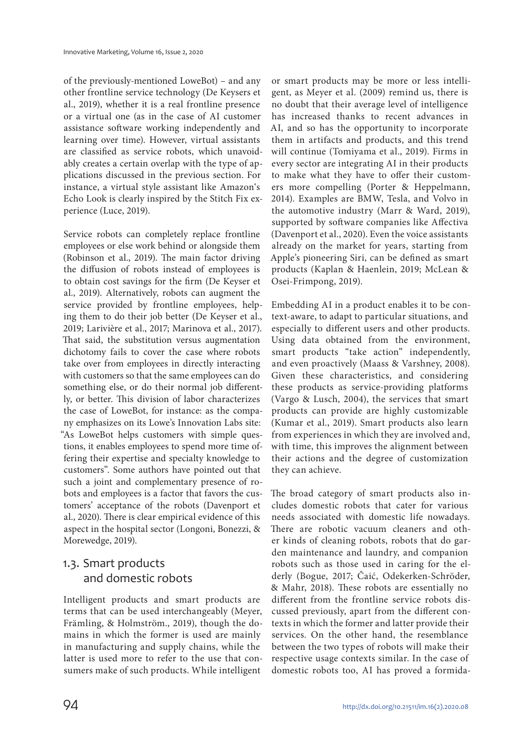of the previously-mentioned LoweBot) – and any other frontline service technology (De Keysers et al., 2019), whether it is a real frontline presence or a virtual one (as in the case of AI customer assistance software working independently and learning over time). However, virtual assistants are classified as service robots, which unavoidably creates a certain overlap with the type of applications discussed in the previous section. For instance, a virtual style assistant like Amazon's Echo Look is clearly inspired by the Stitch Fix experience (Luce, 2019).

Service robots can completely replace frontline employees or else work behind or alongside them (Robinson et al., 2019). The main factor driving the diffusion of robots instead of employees is to obtain cost savings for the firm (De Keyser et al., 2019). Alternatively, robots can augment the service provided by frontline employees, helping them to do their job better (De Keyser et al., 2019; Larivière et al., 2017; Marinova et al., 2017). That said, the substitution versus augmentation dichotomy fails to cover the case where robots take over from employees in directly interacting with customers so that the same employees can do something else, or do their normal job differently, or better. This division of labor characterizes the case of LoweBot, for instance: as the company emphasizes on its Lowe's Innovation Labs site: "As LoweBot helps customers with simple questions, it enables employees to spend more time offering their expertise and specialty knowledge to customers". Some authors have pointed out that such a joint and complementary presence of robots and employees is a factor that favors the customers' acceptance of the robots (Davenport et al., 2020). There is clear empirical evidence of this aspect in the hospital sector (Longoni, Bonezzi, & Morewedge, 2019).

## 1.3. Smart products and domestic robots

Intelligent products and smart products are terms that can be used interchangeably (Meyer, Främling, & Holmström., 2019), though the domains in which the former is used are mainly in manufacturing and supply chains, while the latter is used more to refer to the use that consumers make of such products. While intelligent or smart products may be more or less intelligent, as Meyer et al. (2009) remind us, there is no doubt that their average level of intelligence has increased thanks to recent advances in AI, and so has the opportunity to incorporate them in artifacts and products, and this trend will continue (Tomiyama et al., 2019). Firms in every sector are integrating AI in their products to make what they have to offer their customers more compelling (Porter & Heppelmann, 2014). Examples are BMW, Tesla, and Volvo in the automotive industry (Marr & Ward, 2019), supported by software companies like Affectiva (Davenport et al., 2020). Even the voice assistants already on the market for years, starting from Apple's pioneering Siri, can be defined as smart products (Kaplan & Haenlein, 2019; McLean & Osei-Frimpong, 2019).

Embedding AI in a product enables it to be context-aware, to adapt to particular situations, and especially to different users and other products. Using data obtained from the environment, smart products "take action" independently, and even proactively (Maass & Varshney, 2008). Given these characteristics, and considering these products as service-providing platforms (Vargo & Lusch, 2004), the services that smart products can provide are highly customizable (Kumar et al., 2019). Smart products also learn from experiences in which they are involved and, with time, this improves the alignment between their actions and the degree of customization they can achieve.

The broad category of smart products also includes domestic robots that cater for various needs associated with domestic life nowadays. There are robotic vacuum cleaners and other kinds of cleaning robots, robots that do garden maintenance and laundry, and companion robots such as those used in caring for the elderly (Bogue, 2017; Čaić, Odekerken-Schröder, & Mahr, 2018). These robots are essentially no different from the frontline service robots discussed previously, apart from the different contexts in which the former and latter provide their services. On the other hand, the resemblance between the two types of robots will make their respective usage contexts similar. In the case of domestic robots too, AI has proved a formida-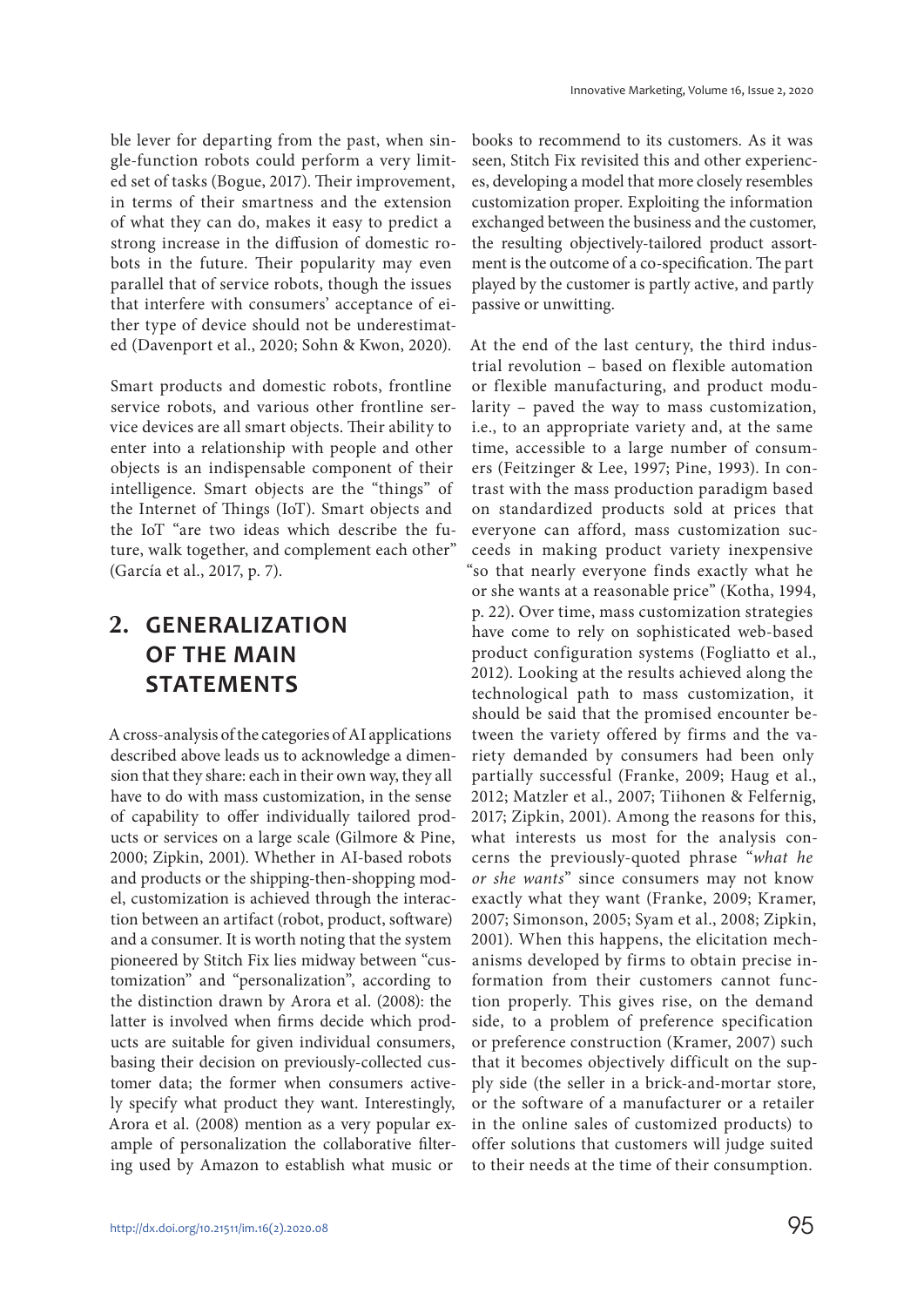ble lever for departing from the past, when single-function robots could perform a very limited set of tasks (Bogue, 2017). Their improvement, in terms of their smartness and the extension of what they can do, makes it easy to predict a strong increase in the diffusion of domestic robots in the future. Their popularity may even parallel that of service robots, though the issues that interfere with consumers' acceptance of either type of device should not be underestimated (Davenport et al., 2020; Sohn & Kwon, 2020).

Smart products and domestic robots, frontline service robots, and various other frontline service devices are all smart objects. Their ability to enter into a relationship with people and other objects is an indispensable component of their intelligence. Smart objects are the "things" of the Internet of Things (IoT). Smart objects and the IoT "are two ideas which describe the future, walk together, and complement each other" (García et al., 2017, p. 7).

## 2. GENERALIZATION OF THE MAIN STATEMENTS

A cross-analysis of the categories of AI applications described above leads us to acknowledge a dimension that they share: each in their own way, they all have to do with mass customization, in the sense of capability to offer individually tailored products or services on a large scale (Gilmore & Pine, 2000; Zipkin, 2001). Whether in AI-based robots and products or the shipping-then-shopping model, customization is achieved through the interaction between an artifact (robot, product, software) and a consumer. It is worth noting that the system pioneered by Stitch Fix lies midway between "customization" and "personalization", according to the distinction drawn by Arora et al. (2008): the latter is involved when firms decide which products are suitable for given individual consumers, basing their decision on previously-collected customer data; the former when consumers actively specify what product they want. Interestingly, Arora et al. (2008) mention as a very popular example of personalization the collaborative filtering used by Amazon to establish what music or books to recommend to its customers. As it was seen, Stitch Fix revisited this and other experiences, developing a model that more closely resembles customization proper. Exploiting the information exchanged between the business and the customer, the resulting objectively-tailored product assortment is the outcome of a co-specification. The part played by the customer is partly active, and partly passive or unwitting.

At the end of the last century, the third industrial revolution – based on flexible automation or flexible manufacturing, and product modularity – paved the way to mass customization, i.e., to an appropriate variety and, at the same time, accessible to a large number of consumers (Feitzinger & Lee, 1997; Pine, 1993). In contrast with the mass production paradigm based on standardized products sold at prices that everyone can afford, mass customization succeeds in making product variety inexpensive "so that nearly everyone finds exactly what he or she wants at a reasonable price" (Kotha, 1994, p. 22). Over time, mass customization strategies have come to rely on sophisticated web-based product configuration systems (Fogliatto et al., 2012). Looking at the results achieved along the technological path to mass customization, it should be said that the promised encounter between the variety offered by firms and the variety demanded by consumers had been only partially successful (Franke, 2009; Haug et al., 2012; Matzler et al., 2007; Tiihonen & Felfernig, 2017; Zipkin, 2001). Among the reasons for this, what interests us most for the analysis concerns the previously-quoted phrase "*what he or she wants*" since consumers may not know exactly what they want (Franke, 2009; Kramer, 2007; Simonson, 2005; Syam et al., 2008; Zipkin, 2001). When this happens, the elicitation mechanisms developed by firms to obtain precise information from their customers cannot function properly. This gives rise, on the demand side, to a problem of preference specification or preference construction (Kramer, 2007) such that it becomes objectively difficult on the supply side (the seller in a brick-and-mortar store, or the software of a manufacturer or a retailer in the online sales of customized products) to offer solutions that customers will judge suited to their needs at the time of their consumption.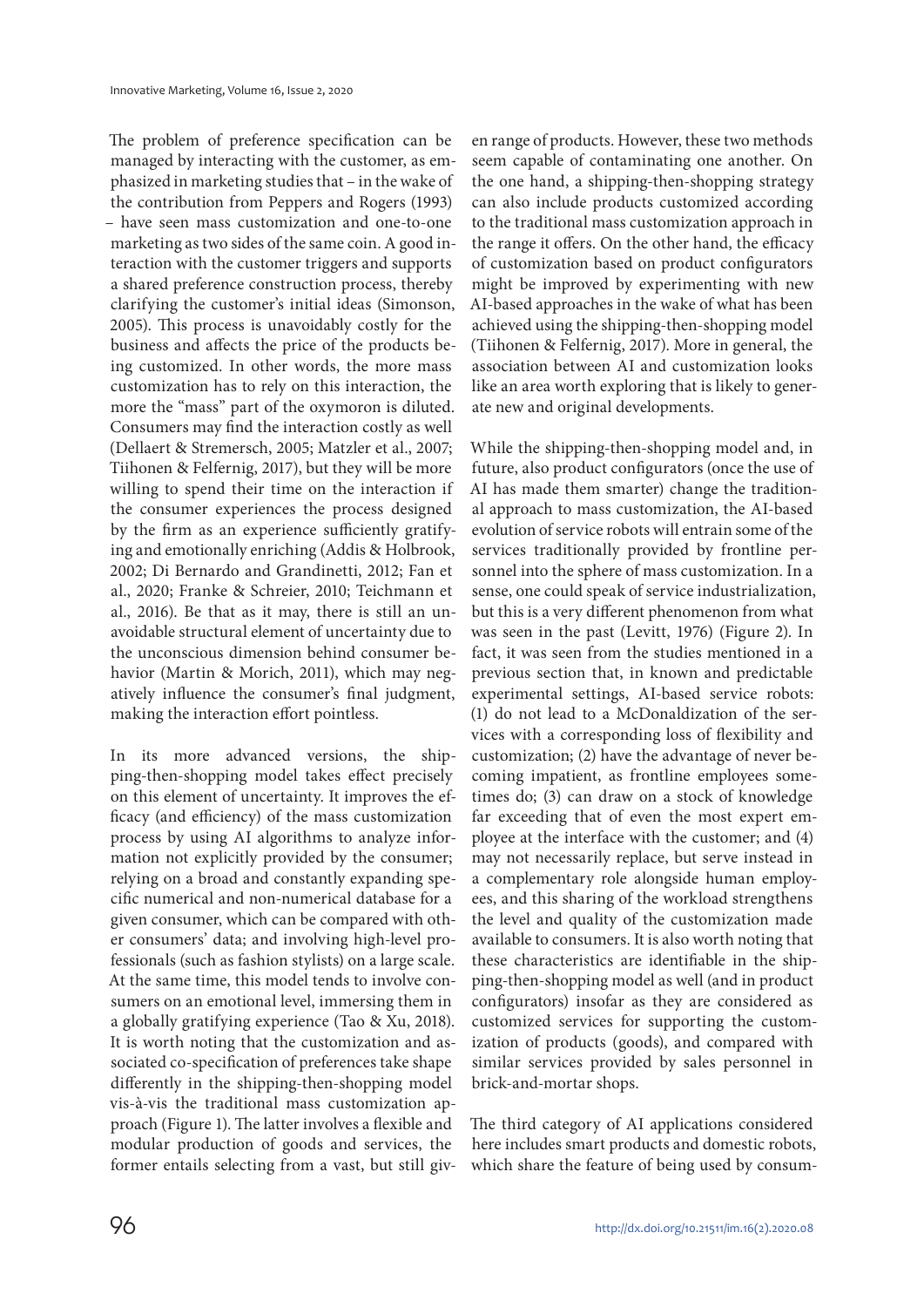The problem of preference specification can be managed by interacting with the customer, as emphasized in marketing studies that – in the wake of the contribution from Peppers and Rogers (1993) – have seen mass customization and one-to-one marketing as two sides of the same coin. A good interaction with the customer triggers and supports a shared preference construction process, thereby clarifying the customer's initial ideas (Simonson, 2005). This process is unavoidably costly for the business and affects the price of the products being customized. In other words, the more mass customization has to rely on this interaction, the more the "mass" part of the oxymoron is diluted. Consumers may find the interaction costly as well (Dellaert & Stremersch, 2005; Matzler et al., 2007; Tiihonen & Felfernig, 2017), but they will be more willing to spend their time on the interaction if the consumer experiences the process designed by the firm as an experience sufficiently gratifying and emotionally enriching (Addis & Holbrook, 2002; Di Bernardo and Grandinetti, 2012; Fan et al., 2020; Franke & Schreier, 2010; Teichmann et al., 2016). Be that as it may, there is still an unavoidable structural element of uncertainty due to the unconscious dimension behind consumer behavior (Martin & Morich, 2011), which may negatively influence the consumer's final judgment, making the interaction effort pointless.

In its more advanced versions, the shipping-then-shopping model takes effect precisely on this element of uncertainty. It improves the efficacy (and efficiency) of the mass customization process by using AI algorithms to analyze information not explicitly provided by the consumer; relying on a broad and constantly expanding specific numerical and non-numerical database for a given consumer, which can be compared with other consumers' data; and involving high-level professionals (such as fashion stylists) on a large scale. At the same time, this model tends to involve consumers on an emotional level, immersing them in a globally gratifying experience (Tao & Xu, 2018). It is worth noting that the customization and associated co-specification of preferences take shape differently in the shipping-then-shopping model vis-à-vis the traditional mass customization approach (Figure 1). The latter involves a flexible and modular production of goods and services, the former entails selecting from a vast, but still given range of products. However, these two methods seem capable of contaminating one another. On the one hand, a shipping-then-shopping strategy can also include products customized according to the traditional mass customization approach in the range it offers. On the other hand, the efficacy of customization based on product configurators might be improved by experimenting with new AI-based approaches in the wake of what has been achieved using the shipping-then-shopping model (Tiihonen & Felfernig, 2017). More in general, the association between AI and customization looks like an area worth exploring that is likely to generate new and original developments.

While the shipping-then-shopping model and, in future, also product configurators (once the use of AI has made them smarter) change the traditional approach to mass customization, the AI-based evolution of service robots will entrain some of the services traditionally provided by frontline personnel into the sphere of mass customization. In a sense, one could speak of service industrialization, but this is a very different phenomenon from what was seen in the past (Levitt, 1976) (Figure 2). In fact, it was seen from the studies mentioned in a previous section that, in known and predictable experimental settings, AI-based service robots: (1) do not lead to a McDonaldization of the services with a corresponding loss of flexibility and customization; (2) have the advantage of never becoming impatient, as frontline employees sometimes do; (3) can draw on a stock of knowledge far exceeding that of even the most expert employee at the interface with the customer; and (4) may not necessarily replace, but serve instead in a complementary role alongside human employees, and this sharing of the workload strengthens the level and quality of the customization made available to consumers. It is also worth noting that these characteristics are identifiable in the shipping-then-shopping model as well (and in product configurators) insofar as they are considered as customized services for supporting the customization of products (goods), and compared with similar services provided by sales personnel in brick-and-mortar shops.

The third category of AI applications considered here includes smart products and domestic robots, which share the feature of being used by consum-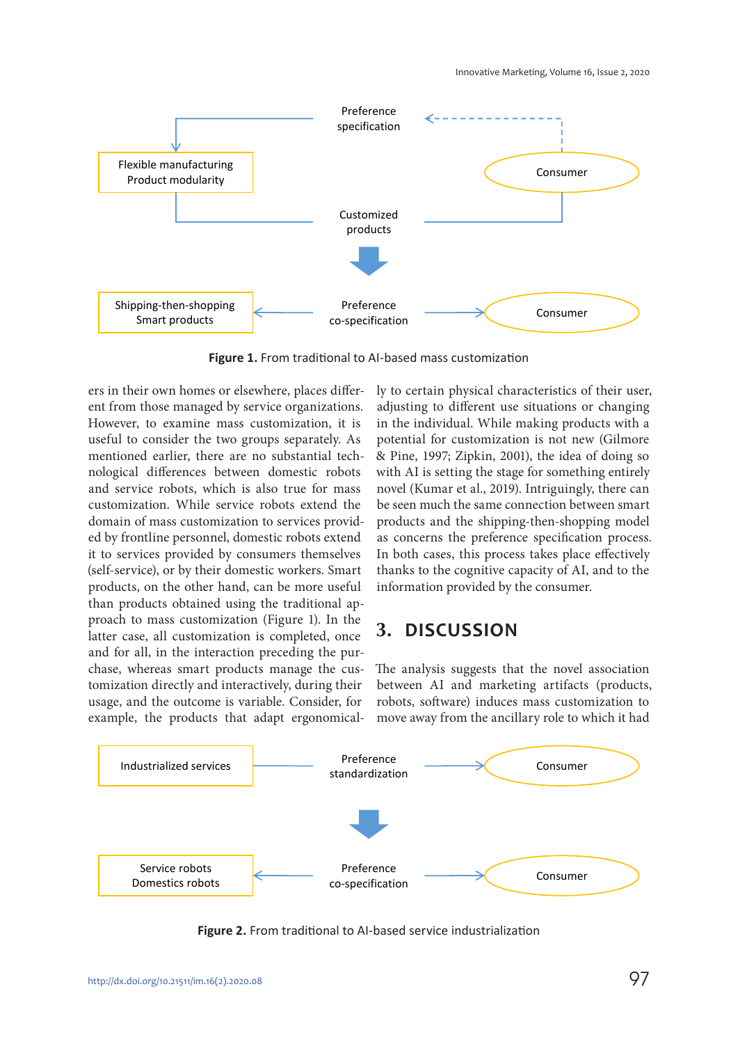Preference specification

Flexible manufacturing
Product modularity

Consumer

Customized products

Shipping-then-shopping
Smart products

Preference co-specification

Consumer

**Figure 1.** From traditional to AI-based mass customization

ers in their own homes or elsewhere, places different from those managed by service organizations. However, to examine mass customization, it is useful to consider the two groups separately. As mentioned earlier, there are no substantial technological differences between domestic robots and service robots, which is also true for mass customization. While service robots extend the domain of mass customization to services provided by frontline personnel, domestic robots extend it to services provided by consumers themselves (self-service), or by their domestic workers. Smart products, on the other hand, can be more useful than products obtained using the traditional approach to mass customization (Figure 1). In the latter case, all customization is completed, once and for all, in the interaction preceding the purchase, whereas smart products manage the customization directly and interactively, during their usage, and the outcome is variable. Consider, for example, the products that adapt ergonomically to certain physical characteristics of their user, adjusting to different use situations or changing in the individual. While making products with a potential for customization is not new (Gilmore & Pine, 1997; Zipkin, 2001), the idea of doing so with AI is setting the stage for something entirely novel (Kumar et al., 2019). Intriguingly, there can be seen much the same connection between smart products and the shipping-then-shopping model as concerns the preference specification process. In both cases, this process takes place effectively thanks to the cognitive capacity of AI, and to the information provided by the consumer.

## 3. DISCUSSION

The analysis suggests that the novel association between AI and marketing artifacts (products, robots, software) induces mass customization to move away from the ancillary role to which it had

Industrialized services

Preference standardization

Consumer

Service robots
Domestics robots

Preference co-specification

Consumer

**Figure 2.** From traditional to AI-based service industrialization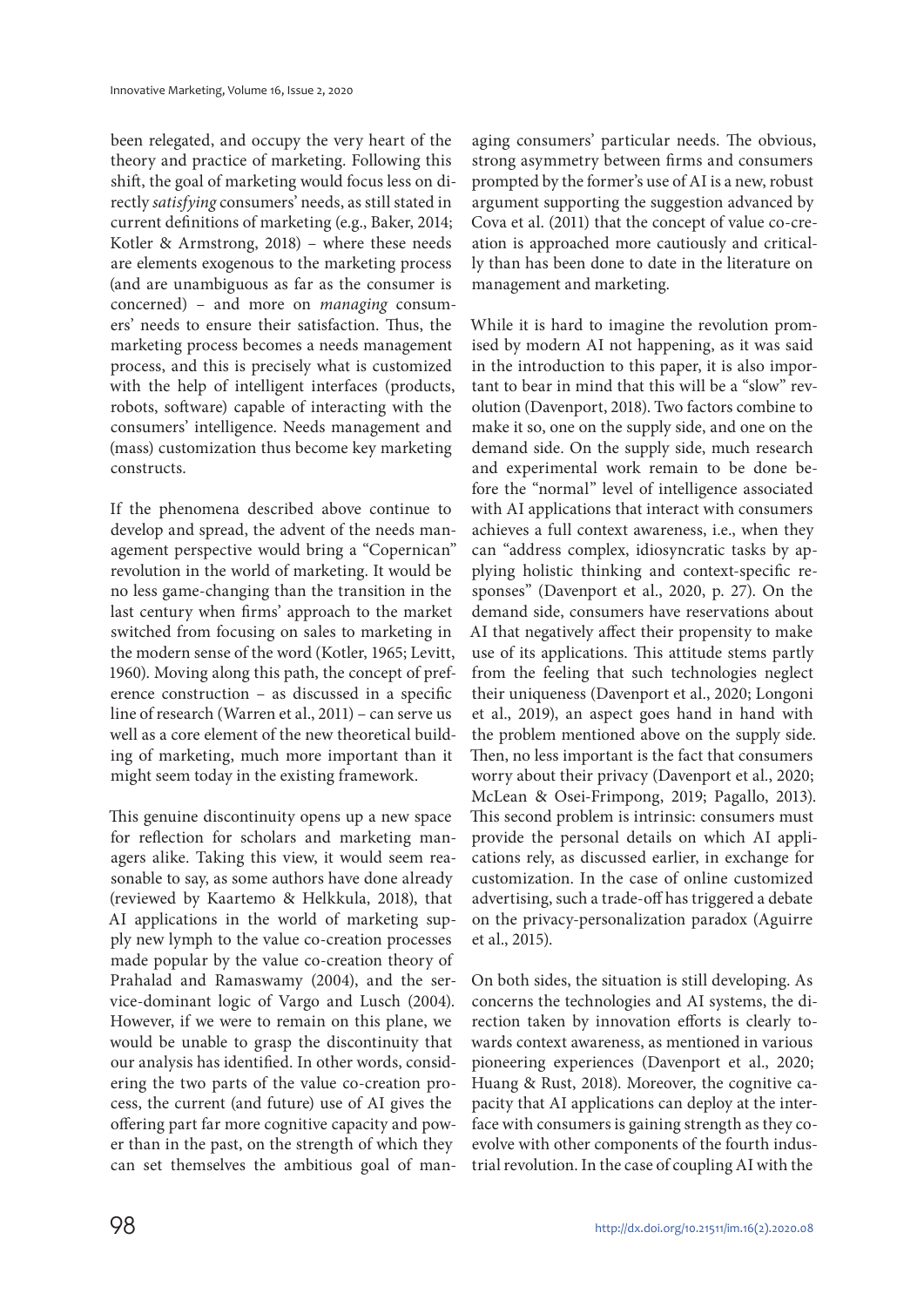been relegated, and occupy the very heart of the theory and practice of marketing. Following this shift, the goal of marketing would focus less on directly *satisfying* consumers' needs, as still stated in current definitions of marketing (e.g., Baker, 2014; Kotler & Armstrong, 2018) – where these needs are elements exogenous to the marketing process (and are unambiguous as far as the consumer is concerned) – and more on *managing* consumers' needs to ensure their satisfaction. Thus, the marketing process becomes a needs management process, and this is precisely what is customized with the help of intelligent interfaces (products, robots, software) capable of interacting with the consumers' intelligence. Needs management and (mass) customization thus become key marketing constructs.

If the phenomena described above continue to develop and spread, the advent of the needs management perspective would bring a "Copernican" revolution in the world of marketing. It would be no less game-changing than the transition in the last century when firms' approach to the market switched from focusing on sales to marketing in the modern sense of the word (Kotler, 1965; Levitt, 1960). Moving along this path, the concept of preference construction – as discussed in a specific line of research (Warren et al., 2011) – can serve us well as a core element of the new theoretical building of marketing, much more important than it might seem today in the existing framework.

This genuine discontinuity opens up a new space for reflection for scholars and marketing managers alike. Taking this view, it would seem reasonable to say, as some authors have done already (reviewed by Kaartemo & Helkkula, 2018), that AI applications in the world of marketing supply new lymph to the value co-creation processes made popular by the value co-creation theory of Prahalad and Ramaswamy (2004), and the service-dominant logic of Vargo and Lusch (2004). However, if we were to remain on this plane, we would be unable to grasp the discontinuity that our analysis has identified. In other words, considering the two parts of the value co-creation process, the current (and future) use of AI gives the offering part far more cognitive capacity and power than in the past, on the strength of which they can set themselves the ambitious goal of managing consumers' particular needs. The obvious, strong asymmetry between firms and consumers prompted by the former's use of AI is a new, robust argument supporting the suggestion advanced by Cova et al. (2011) that the concept of value co-creation is approached more cautiously and critically than has been done to date in the literature on management and marketing.

While it is hard to imagine the revolution promised by modern AI not happening, as it was said in the introduction to this paper, it is also important to bear in mind that this will be a "slow" revolution (Davenport, 2018). Two factors combine to make it so, one on the supply side, and one on the demand side. On the supply side, much research and experimental work remain to be done before the "normal" level of intelligence associated with AI applications that interact with consumers achieves a full context awareness, i.e., when they can "address complex, idiosyncratic tasks by applying holistic thinking and context-specific responses" (Davenport et al., 2020, p. 27). On the demand side, consumers have reservations about AI that negatively affect their propensity to make use of its applications. This attitude stems partly from the feeling that such technologies neglect their uniqueness (Davenport et al., 2020; Longoni et al., 2019), an aspect goes hand in hand with the problem mentioned above on the supply side. Then, no less important is the fact that consumers worry about their privacy (Davenport et al., 2020; McLean & Osei-Frimpong, 2019; Pagallo, 2013). This second problem is intrinsic: consumers must provide the personal details on which AI applications rely, as discussed earlier, in exchange for customization. In the case of online customized advertising, such a trade-off has triggered a debate on the privacy-personalization paradox (Aguirre et al., 2015).

On both sides, the situation is still developing. As concerns the technologies and AI systems, the direction taken by innovation efforts is clearly towards context awareness, as mentioned in various pioneering experiences (Davenport et al., 2020; Huang & Rust, 2018). Moreover, the cognitive capacity that AI applications can deploy at the interface with consumers is gaining strength as they coevolve with other components of the fourth industrial revolution. In the case of coupling AI with the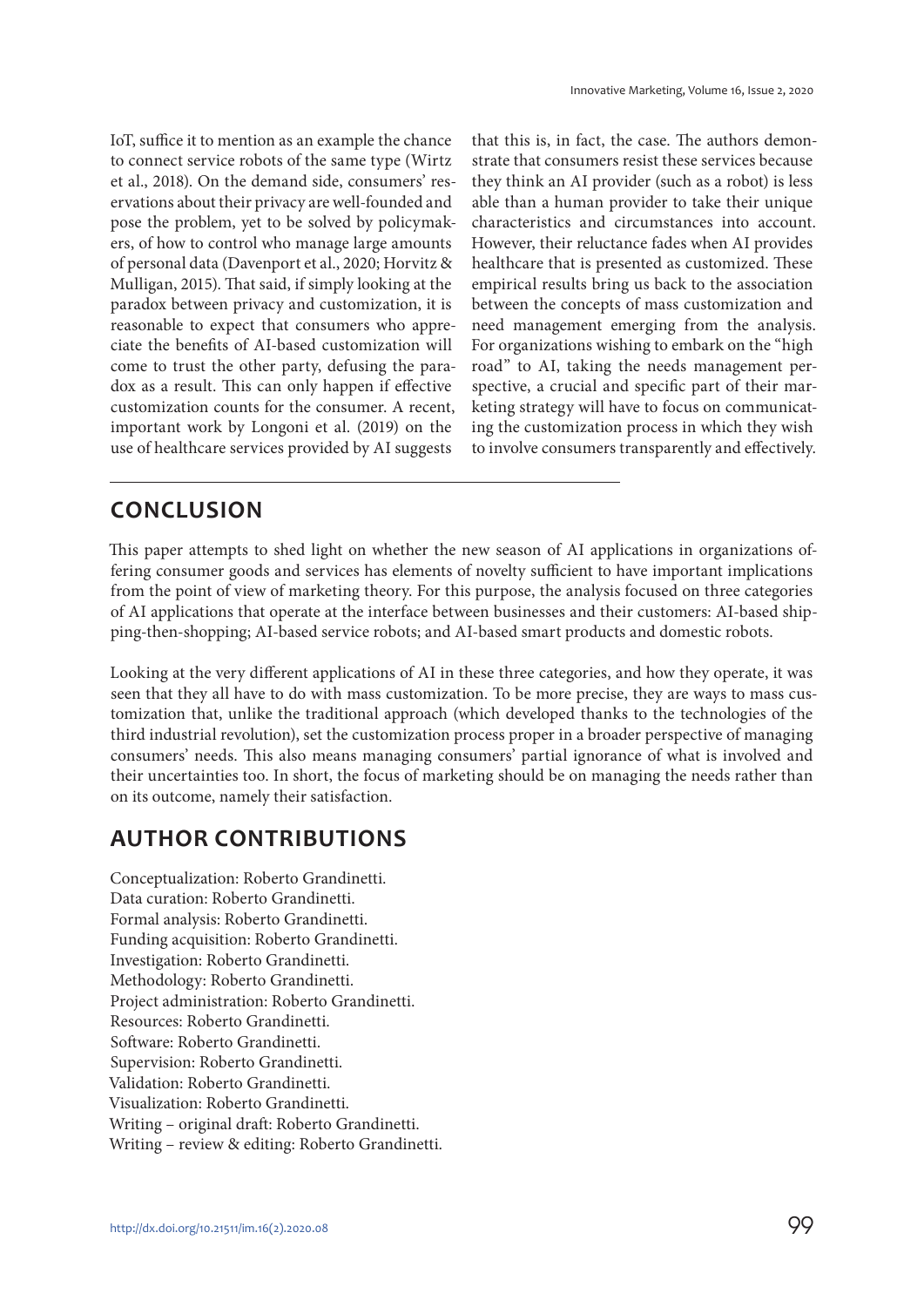IoT, suffice it to mention as an example the chance to connect service robots of the same type (Wirtz et al., 2018). On the demand side, consumers' reservations about their privacy are well-founded and pose the problem, yet to be solved by policymakers, of how to control who manage large amounts of personal data (Davenport et al., 2020; Horvitz & Mulligan, 2015). That said, if simply looking at the paradox between privacy and customization, it is reasonable to expect that consumers who appreciate the benefits of AI-based customization will come to trust the other party, defusing the paradox as a result. This can only happen if effective customization counts for the consumer. A recent, important work by Longoni et al. (2019) on the use of healthcare services provided by AI suggests that this is, in fact, the case. The authors demonstrate that consumers resist these services because they think an AI provider (such as a robot) is less able than a human provider to take their unique characteristics and circumstances into account. However, their reluctance fades when AI provides healthcare that is presented as customized. These empirical results bring us back to the association between the concepts of mass customization and need management emerging from the analysis. For organizations wishing to embark on the "high road" to AI, taking the needs management perspective, a crucial and specific part of their marketing strategy will have to focus on communicating the customization process in which they wish to involve consumers transparently and effectively.

## CONCLUSION

This paper attempts to shed light on whether the new season of AI applications in organizations offering consumer goods and services has elements of novelty sufficient to have important implications from the point of view of marketing theory. For this purpose, the analysis focused on three categories of AI applications that operate at the interface between businesses and their customers: AI-based shipping-then-shopping; AI-based service robots; and AI-based smart products and domestic robots.

Looking at the very different applications of AI in these three categories, and how they operate, it was seen that they all have to do with mass customization. To be more precise, they are ways to mass customization that, unlike the traditional approach (which developed thanks to the technologies of the third industrial revolution), set the customization process proper in a broader perspective of managing consumers' needs. This also means managing consumers' partial ignorance of what is involved and their uncertainties too. In short, the focus of marketing should be on managing the needs rather than on its outcome, namely their satisfaction.

## AUTHOR CONTRIBUTIONS

Conceptualization: Roberto Grandinetti.
Data curation: Roberto Grandinetti.
Formal analysis: Roberto Grandinetti.
Funding acquisition: Roberto Grandinetti.
Investigation: Roberto Grandinetti.
Methodology: Roberto Grandinetti.
Project administration: Roberto Grandinetti.
Resources: Roberto Grandinetti.
Software: Roberto Grandinetti.
Supervision: Roberto Grandinetti.
Validation: Roberto Grandinetti.
Visualization: Roberto Grandinetti.
Writing – original draft: Roberto Grandinetti.
Writing – review & editing: Roberto Grandinetti.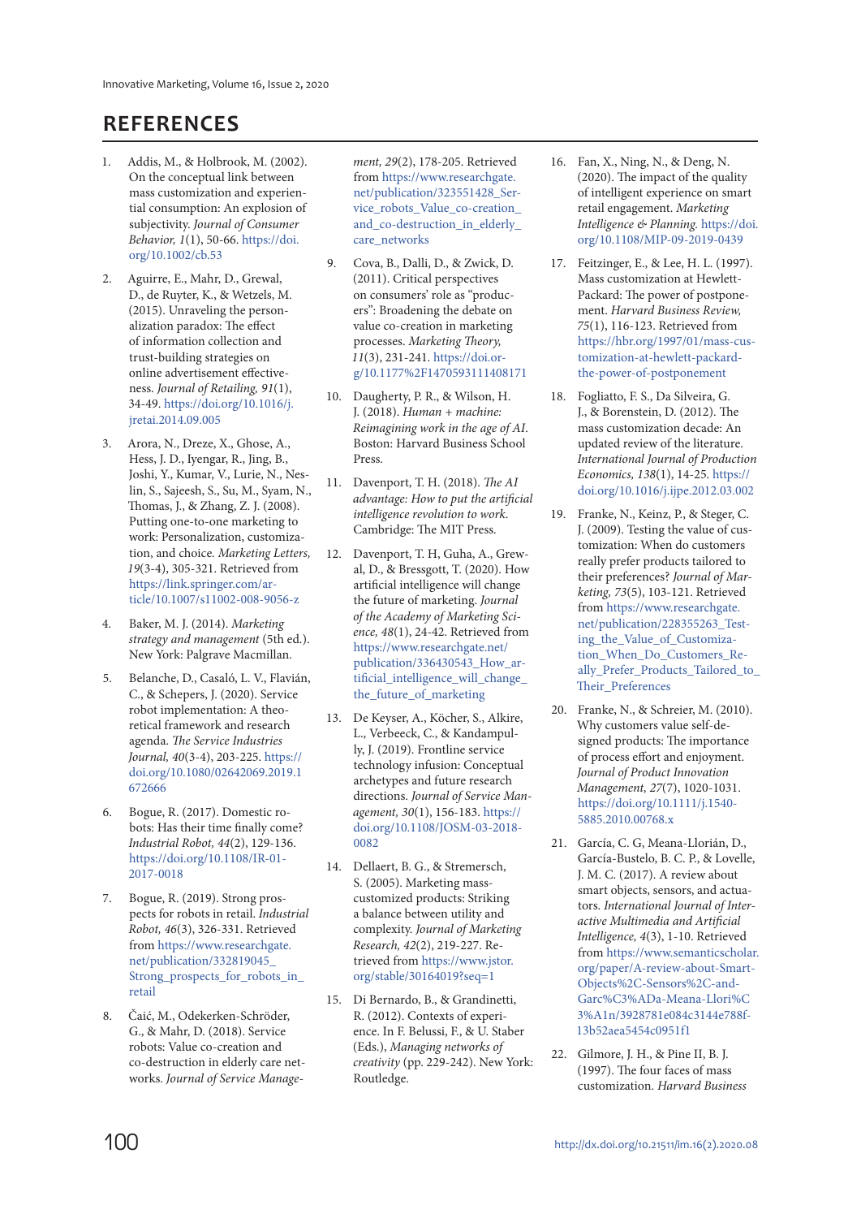## REFERENCES

1. Addis, M., & Holbrook, M. (2002). On the conceptual link between mass customization and experiential consumption: An explosion of subjectivity. *Journal of Consumer Behavior, 1*(1), 50-66. https://doi.org/10.1002/cb.53

2. Aguirre, E., Mahr, D., Grewal, D., de Ruyter, K., & Wetzels, M. (2015). Unraveling the personalization paradox: The effect of information collection and trust-building strategies on online advertisement effectiveness. *Journal of Retailing, 91*(1), 34-49. https://doi.org/10.1016/j.jretai.2014.09.005

3. Arora, N., Dreze, X., Ghose, A., Hess, J. D., Iyengar, R., Jing, B., Joshi, Y., Kumar, V., Lurie, N., Neslin, S., Sajeesh, S., Su, M., Syam, N., Thomas, J., & Zhang, Z. J. (2008). Putting one-to-one marketing to work: Personalization, customization, and choice. *Marketing Letters, 19*(3-4), 305-321. Retrieved from https://link.springer.com/article/10.1007/s11002-008-9056-z

4. Baker, M. J. (2014). *Marketing strategy and management* (5th ed.). New York: Palgrave Macmillan.

5. Belanche, D., Casaló, L. V., Flavián, C., & Schepers, J. (2020). Service robot implementation: A theoretical framework and research agenda. *The Service Industries Journal, 40*(3-4), 203-225. https://doi.org/10.1080/02642069.2019.1672666

6. Bogue, R. (2017). Domestic robots: Has their time finally come? *Industrial Robot, 44*(2), 129-136. https://doi.org/10.1108/IR-01-2017-0018

7. Bogue, R. (2019). Strong prospects for robots in retail. *Industrial Robot, 46*(3), 326-331. Retrieved from https://www.researchgate.net/publication/332819045_Strong_prospects_for_robots_in_retail

8. Čaić, M., Odekerken-Schröder, G., & Mahr, D. (2018). Service robots: Value co-creation and co-destruction in elderly care networks. *Journal of Service Management, 29*(2), 178-205. Retrieved from https://www.researchgate.net/publication/323551428_Service_robots_Value_co-creation_and_co-destruction_in_elderly_care_networks

9. Cova, B., Dalli, D., & Zwick, D. (2011). Critical perspectives on consumers' role as "producers": Broadening the debate on value co-creation in marketing processes. *Marketing Theory, 11*(3), 231-241. https://doi.org/10.1177%2F1470593111408171

10. Daugherty, P. R., & Wilson, H. J. (2018). *Human + machine: Reimagining work in the age of AI*. Boston: Harvard Business School Press.

11. Davenport, T. H. (2018). *The AI advantage: How to put the artificial intelligence revolution to work*. Cambridge: The MIT Press.

12. Davenport, T. H, Guha, A., Grewal, D., & Bressgott, T. (2020). How artificial intelligence will change the future of marketing. *Journal of the Academy of Marketing Science, 48*(1), 24-42. Retrieved from https://www.researchgate.net/publication/336430543_How_artificial_intelligence_will_change_the_future_of_marketing

13. De Keyser, A., Köcher, S., Alkire, L., Verbeeck, C., & Kandampully, J. (2019). Frontline service technology infusion: Conceptual archetypes and future research directions. *Journal of Service Management, 30*(1), 156-183. https://doi.org/10.1108/JOSM-03-2018-0082

14. Dellaert, B. G., & Stremersch, S. (2005). Marketing mass-customized products: Striking a balance between utility and complexity. *Journal of Marketing Research, 42*(2), 219-227. Retrieved from https://www.jstor.org/stable/30164019?seq=1

15. Di Bernardo, B., & Grandinetti, R. (2012). Contexts of experience. In F. Belussi, F., & U. Staber (Eds.), *Managing networks of creativity* (pp. 229-242). New York: Routledge.

16. Fan, X., Ning, N., & Deng, N. (2020). The impact of the quality of intelligent experience on smart retail engagement. *Marketing Intelligence & Planning.* https://doi.org/10.1108/MIP-09-2019-0439

17. Feitzinger, E., & Lee, H. L. (1997). Mass customization at Hewlett-Packard: The power of postponement. *Harvard Business Review, 75*(1), 116-123. Retrieved from https://hbr.org/1997/01/mass-customization-at-hewlett-packard-the-power-of-postponement

18. Fogliatto, F. S., Da Silveira, G. J., & Borenstein, D. (2012). The mass customization decade: An updated review of the literature. *International Journal of Production Economics, 138*(1), 14-25. https://doi.org/10.1016/j.ijpe.2012.03.002

19. Franke, N., Keinz, P., & Steger, C. J. (2009). Testing the value of customization: When do customers really prefer products tailored to their preferences? *Journal of Marketing, 73*(5), 103-121. Retrieved from https://www.researchgate.net/publication/228355263_Testing_the_Value_of_Customization_When_Do_Customers_Really_Prefer_Products_Tailored_to_Their_Preferences

20. Franke, N., & Schreier, M. (2010). Why customers value self-designed products: The importance of process effort and enjoyment. *Journal of Product Innovation Management, 27*(7), 1020-1031. https://doi.org/10.1111/j.1540-5885.2010.00768.x

21. García, C. G, Meana-Llorián, D., García-Bustelo, B. C. P., & Lovelle, J. M. C. (2017). A review about smart objects, sensors, and actuators. *International Journal of Interactive Multimedia and Artificial Intelligence, 4*(3), 1-10. Retrieved from https://www.semanticscholar.org/paper/A-review-about-Smart-Objects%2C-Sensors%2C-and-Garc%C3%ADa-Meana-Llori%C3%A1n/3928781e084c3144e788f13b52aea5454c0951f1

22. Gilmore, J. H., & Pine II, B. J. (1997). The four faces of mass customization. *Harvard Business*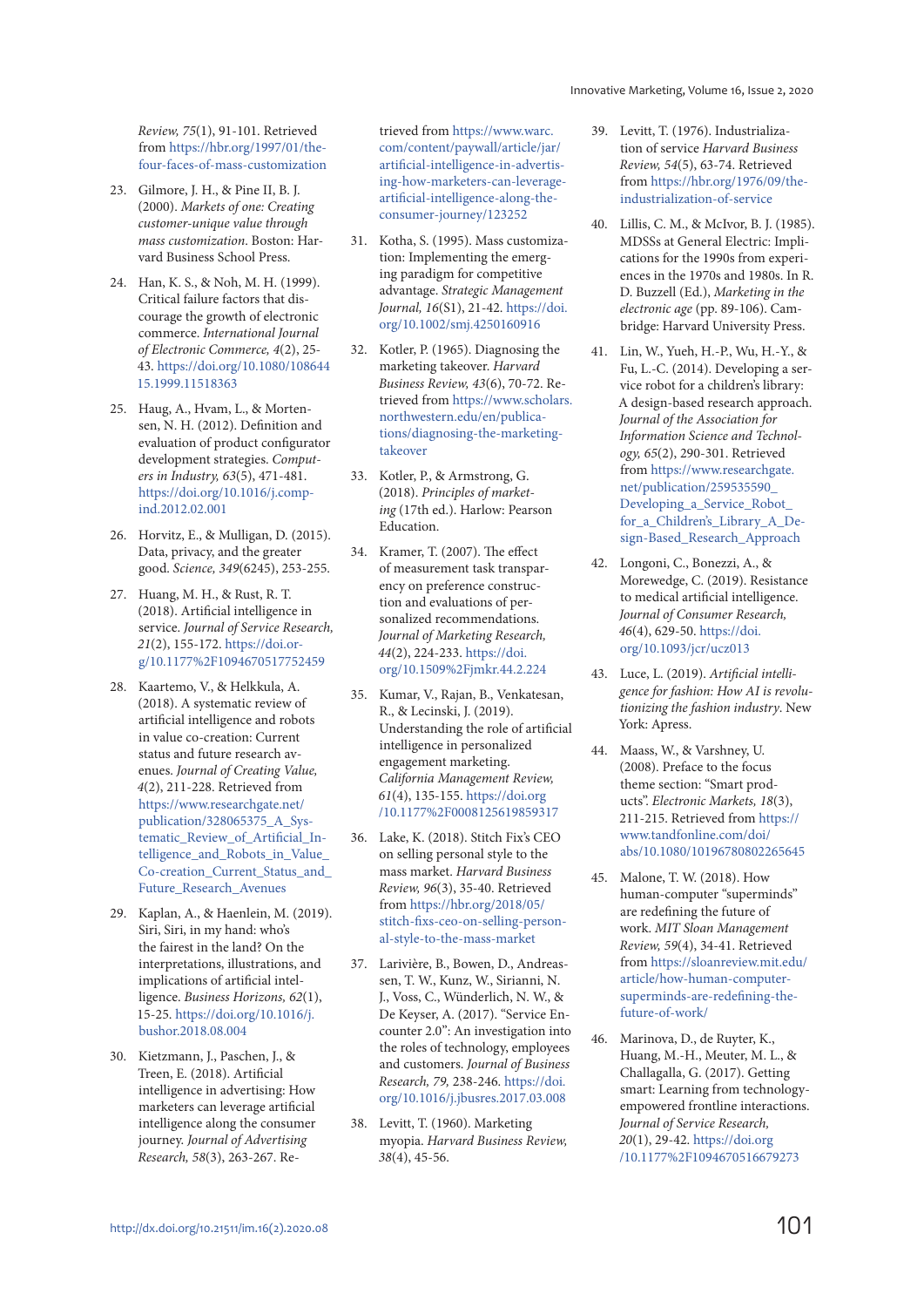*Review, 75*(1), 91-101. Retrieved from https://hbr.org/1997/01/the-four-faces-of-mass-customization

23. Gilmore, J. H., & Pine II, B. J. (2000). *Markets of one: Creating customer-unique value through mass customization*. Boston: Harvard Business School Press.

24. Han, K. S., & Noh, M. H. (1999). Critical failure factors that discourage the growth of electronic commerce. *International Journal of Electronic Commerce, 4*(2), 25-43. https://doi.org/10.1080/10864415.1999.11518363

25. Haug, A., Hvam, L., & Mortensen, N. H. (2012). Definition and evaluation of product configurator development strategies. *Computers in Industry, 63*(5), 471-481. https://doi.org/10.1016/j.compind.2012.02.001

26. Horvitz, E., & Mulligan, D. (2015). Data, privacy, and the greater good. *Science, 349*(6245), 253-255.

27. Huang, M. H., & Rust, R. T. (2018). Artificial intelligence in service. *Journal of Service Research, 21*(2), 155-172. https://doi.org/10.1177%2F1094670517752459

28. Kaartemo, V., & Helkkula, A. (2018). A systematic review of artificial intelligence and robots in value co-creation: Current status and future research avenues. *Journal of Creating Value, 4*(2), 211-228. Retrieved from https://www.researchgate.net/publication/328065375_A_Systematic_Review_of_Artificial_Intelligence_and_Robots_in_Value_Co-creation_Current_Status_and_Future_Research_Avenues

29. Kaplan, A., & Haenlein, M. (2019). Siri, Siri, in my hand: who's the fairest in the land? On the interpretations, illustrations, and implications of artificial intelligence. *Business Horizons, 62*(1), 15-25. https://doi.org/10.1016/j.bushor.2018.08.004

30. Kietzmann, J., Paschen, J., & Treen, E. (2018). Artificial intelligence in advertising: How marketers can leverage artificial intelligence along the consumer journey. *Journal of Advertising Research, 58*(3), 263-267. Retrieved from https://www.warc.com/content/paywall/article/jar/artificial-intelligence-in-advertising-how-marketers-can-leverage-artificial-intelligence-along-the-consumer-journey/123252

31. Kotha, S. (1995). Mass customization: Implementing the emerging paradigm for competitive advantage. *Strategic Management Journal, 16*(S1), 21-42. https://doi.org/10.1002/smj.4250160916

32. Kotler, P. (1965). Diagnosing the marketing takeover. *Harvard Business Review, 43*(6), 70-72. Retrieved from https://www.scholars.northwestern.edu/en/publications/diagnosing-the-marketing-takeover

33. Kotler, P., & Armstrong, G. (2018). *Principles of marketing* (17th ed.). Harlow: Pearson Education.

34. Kramer, T. (2007). The effect of measurement task transparency on preference construction and evaluations of personalized recommendations. *Journal of Marketing Research, 44*(2), 224-233. https://doi.org/10.1509%2Fjmkr.44.2.224

35. Kumar, V., Rajan, B., Venkatesan, R., & Lecinski, J. (2019). Understanding the role of artificial intelligence in personalized engagement marketing. *California Management Review, 61*(4), 135-155. https://doi.org/10.1177%2F0008125619859317

36. Lake, K. (2018). Stitch Fix's CEO on selling personal style to the mass market. *Harvard Business Review, 96*(3), 35-40. Retrieved from https://hbr.org/2018/05/stitch-fixs-ceo-on-selling-personal-style-to-the-mass-market

37. Larivière, B., Bowen, D., Andreassen, T. W., Kunz, W., Sirianni, N. J., Voss, C., Wünderlich, N. W., & De Keyser, A. (2017). "Service Encounter 2.0": An investigation into the roles of technology, employees and customers. *Journal of Business Research, 79*, 238-246. https://doi.org/10.1016/j.jbusres.2017.03.008

38. Levitt, T. (1960). Marketing myopia. *Harvard Business Review, 38*(4), 45-56.

39. Levitt, T. (1976). Industrialization of service *Harvard Business Review, 54*(5), 63-74. Retrieved from https://hbr.org/1976/09/the-industrialization-of-service

40. Lillis, C. M., & McIvor, B. J. (1985). MDSSs at General Electric: Implications for the 1990s from experiences in the 1970s and 1980s. In R. D. Buzzell (Ed.), *Marketing in the electronic age* (pp. 89-106). Cambridge: Harvard University Press.

41. Lin, W., Yueh, H.-P., Wu, H.-Y., & Fu, L.-C. (2014). Developing a service robot for a children's library: A design-based research approach. *Journal of the Association for Information Science and Technology, 65*(2), 290-301. Retrieved from https://www.researchgate.net/publication/259535590_Developing_a_Service_Robot_for_a_Children's_Library_A_Design-Based_Research_Approach

42. Longoni, C., Bonezzi, A., & Morewedge, C. (2019). Resistance to medical artificial intelligence. *Journal of Consumer Research, 46*(4), 629-50. https://doi.org/10.1093/jcr/ucz013

43. Luce, L. (2019). *Artificial intelligence for fashion: How AI is revolutionizing the fashion industry*. New York: Apress.

44. Maass, W., & Varshney, U. (2008). Preface to the focus theme section: "Smart products". *Electronic Markets, 18*(3), 211-215. Retrieved from https://www.tandfonline.com/doi/abs/10.1080/10196780802265645

45. Malone, T. W. (2018). How human-computer "superminds" are redefining the future of work. *MIT Sloan Management Review, 59*(4), 34-41. Retrieved from https://sloanreview.mit.edu/article/how-human-computer-superminds-are-redefining-the-future-of-work/

46. Marinova, D., de Ruyter, K., Huang, M.-H., Meuter, M. L., & Challagalla, G. (2017). Getting smart: Learning from technology-empowered frontline interactions. *Journal of Service Research, 20*(1), 29-42. https://doi.org/10.1177%2F1094670516679273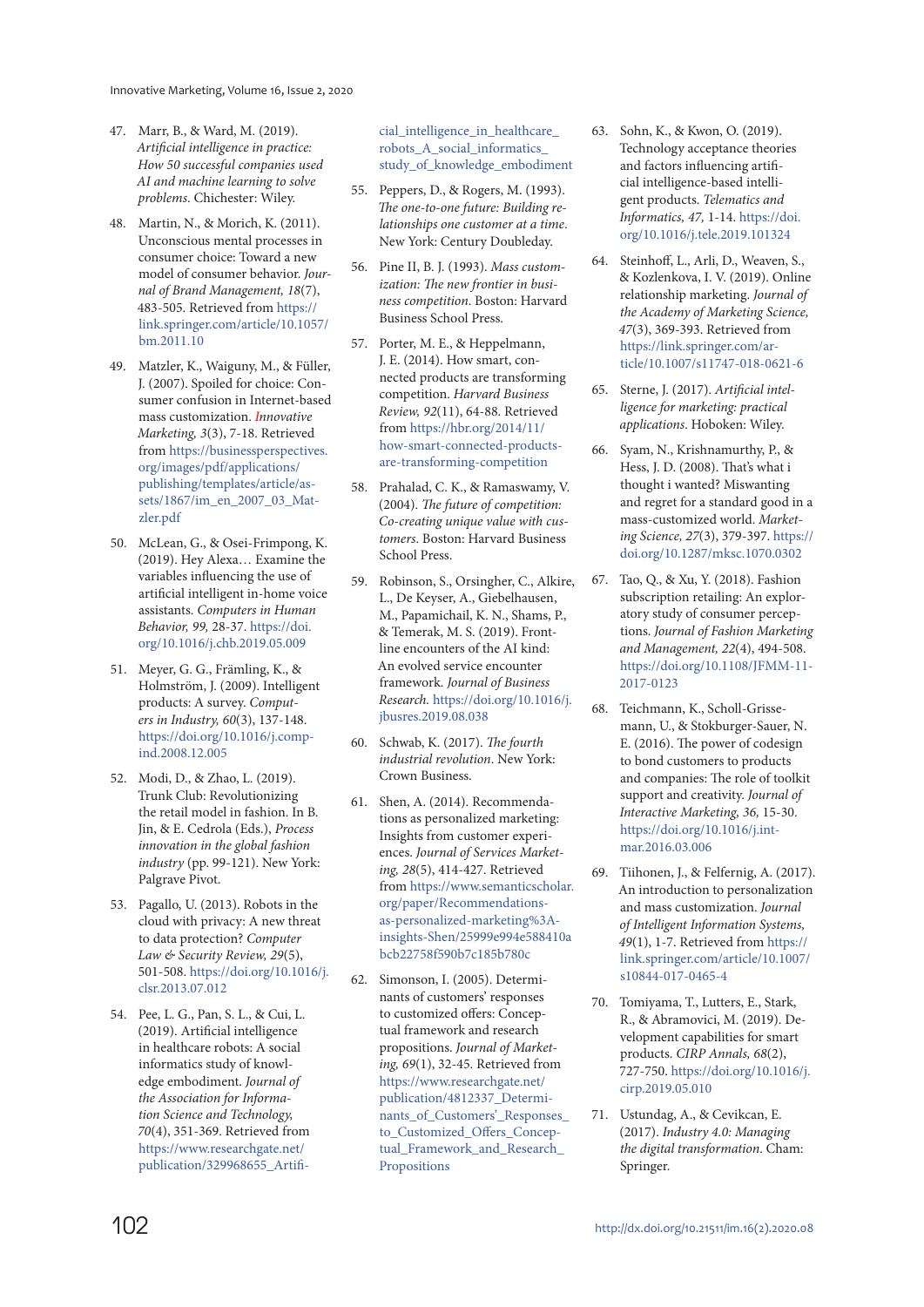47. Marr, B., & Ward, M. (2019). *Artificial intelligence in practice: How 50 successful companies used AI and machine learning to solve problems*. Chichester: Wiley.

48. Martin, N., & Morich, K. (2011). Unconscious mental processes in consumer choice: Toward a new model of consumer behavior. *Journal of Brand Management, 18*(7), 483-505. Retrieved from https://link.springer.com/article/10.1057/bm.2011.10

49. Matzler, K., Waiguny, M., & Füller, J. (2007). Spoiled for choice: Consumer confusion in Internet-based mass customization. *Innovative Marketing, 3*(3), 7-18. Retrieved from https://businessperspectives.org/images/pdf/applications/publishing/templates/article/assets/1867/im_en_2007_03_Matzler.pdf

50. McLean, G., & Osei-Frimpong, K. (2019). Hey Alexa… Examine the variables influencing the use of artificial intelligent in-home voice assistants. *Computers in Human Behavior, 99*, 28-37. https://doi.org/10.1016/j.chb.2019.05.009

51. Meyer, G. G., Främling, K., & Holmström, J. (2009). Intelligent products: A survey. *Computers in Industry, 60*(3), 137-148. https://doi.org/10.1016/j.compind.2008.12.005

52. Modi, D., & Zhao, L. (2019). Trunk Club: Revolutionizing the retail model in fashion. In B. Jin, & E. Cedrola (Eds.), *Process innovation in the global fashion industry* (pp. 99-121). New York: Palgrave Pivot.

53. Pagallo, U. (2013). Robots in the cloud with privacy: A new threat to data protection? *Computer Law & Security Review, 29*(5), 501-508. https://doi.org/10.1016/j.clsr.2013.07.012

54. Pee, L. G., Pan, S. L., & Cui, L. (2019). Artificial intelligence in healthcare robots: A social informatics study of knowledge embodiment. *Journal of the Association for Information Science and Technology, 70*(4), 351-369. Retrieved from https://www.researchgate.net/publication/329968655_Artificial_intelligence_in_healthcare_robots_A_social_informatics_study_of_knowledge_embodiment

55. Peppers, D., & Rogers, M. (1993). *The one-to-one future: Building relationships one customer at a time*. New York: Century Doubleday.

56. Pine II, B. J. (1993). *Mass customization: The new frontier in business competition*. Boston: Harvard Business School Press.

57. Porter, M. E., & Heppelmann, J. E. (2014). How smart, connected products are transforming competition. *Harvard Business Review, 92*(11), 64-88. Retrieved from https://hbr.org/2014/11/how-smart-connected-products-are-transforming-competition

58. Prahalad, C. K., & Ramaswamy, V. (2004). *The future of competition: Co-creating unique value with customers*. Boston: Harvard Business School Press.

59. Robinson, S., Orsingher, C., Alkire, L., De Keyser, A., Giebelhausen, M., Papamichail, K. N., Shams, P., & Temerak, M. S. (2019). Frontline encounters of the AI kind: An evolved service encounter framework. *Journal of Business Research*. https://doi.org/10.1016/j.jbusres.2019.08.038

60. Schwab, K. (2017). *The fourth industrial revolution*. New York: Crown Business.

61. Shen, A. (2014). Recommendations as personalized marketing: Insights from customer experiences. *Journal of Services Marketing, 28*(5), 414-427. Retrieved from https://www.semanticscholar.org/paper/Recommendations-as-personalized-marketing%3A-insights-Shen/25999e994e588410abcb22758f590b7c185b780c

62. Simonson, I. (2005). Determinants of customers' responses to customized offers: Conceptual framework and research propositions. *Journal of Marketing, 69*(1), 32-45. Retrieved from https://www.researchgate.net/publication/4812337_Determinants_of_Customers'_Responses_to_Customized_Offers_Conceptual_Framework_and_Research_Propositions

63. Sohn, K., & Kwon, O. (2019). Technology acceptance theories and factors influencing artificial intelligence-based intelligent products. *Telematics and Informatics, 47*, 1-14. https://doi.org/10.1016/j.tele.2019.101324

64. Steinhoff, L., Arli, D., Weaven, S., & Kozlenkova, I. V. (2019). Online relationship marketing. *Journal of the Academy of Marketing Science, 47*(3), 369-393. Retrieved from https://link.springer.com/article/10.1007/s11747-018-0621-6

65. Sterne, J. (2017). *Artificial intelligence for marketing: practical applications*. Hoboken: Wiley.

66. Syam, N., Krishnamurthy, P., & Hess, J. D. (2008). That's what i thought i wanted? Miswanting and regret for a standard good in a mass-customized world. *Marketing Science, 27*(3), 379-397. https://doi.org/10.1287/mksc.1070.0302

67. Tao, Q., & Xu, Y. (2018). Fashion subscription retailing: An exploratory study of consumer perceptions. *Journal of Fashion Marketing and Management, 22*(4), 494-508. https://doi.org/10.1108/JFMM-11-2017-0123

68. Teichmann, K., Scholl-Grissemann, U., & Stokburger-Sauer, N. E. (2016). The power of codesign to bond customers to products and companies: The role of toolkit support and creativity. *Journal of Interactive Marketing, 36*, 15-30. https://doi.org/10.1016/j.intmar.2016.03.006

69. Tiihonen, J., & Felfernig, A. (2017). An introduction to personalization and mass customization. *Journal of Intelligent Information Systems, 49*(1), 1-7. Retrieved from https://link.springer.com/article/10.1007/s10844-017-0465-4

70. Tomiyama, T., Lutters, E., Stark, R., & Abramovici, M. (2019). Development capabilities for smart products. *CIRP Annals, 68*(2), 727-750. https://doi.org/10.1016/j.cirp.2019.05.010

71. Ustundag, A., & Cevikcan, E. (2017). *Industry 4.0: Managing the digital transformation*. Cham: Springer.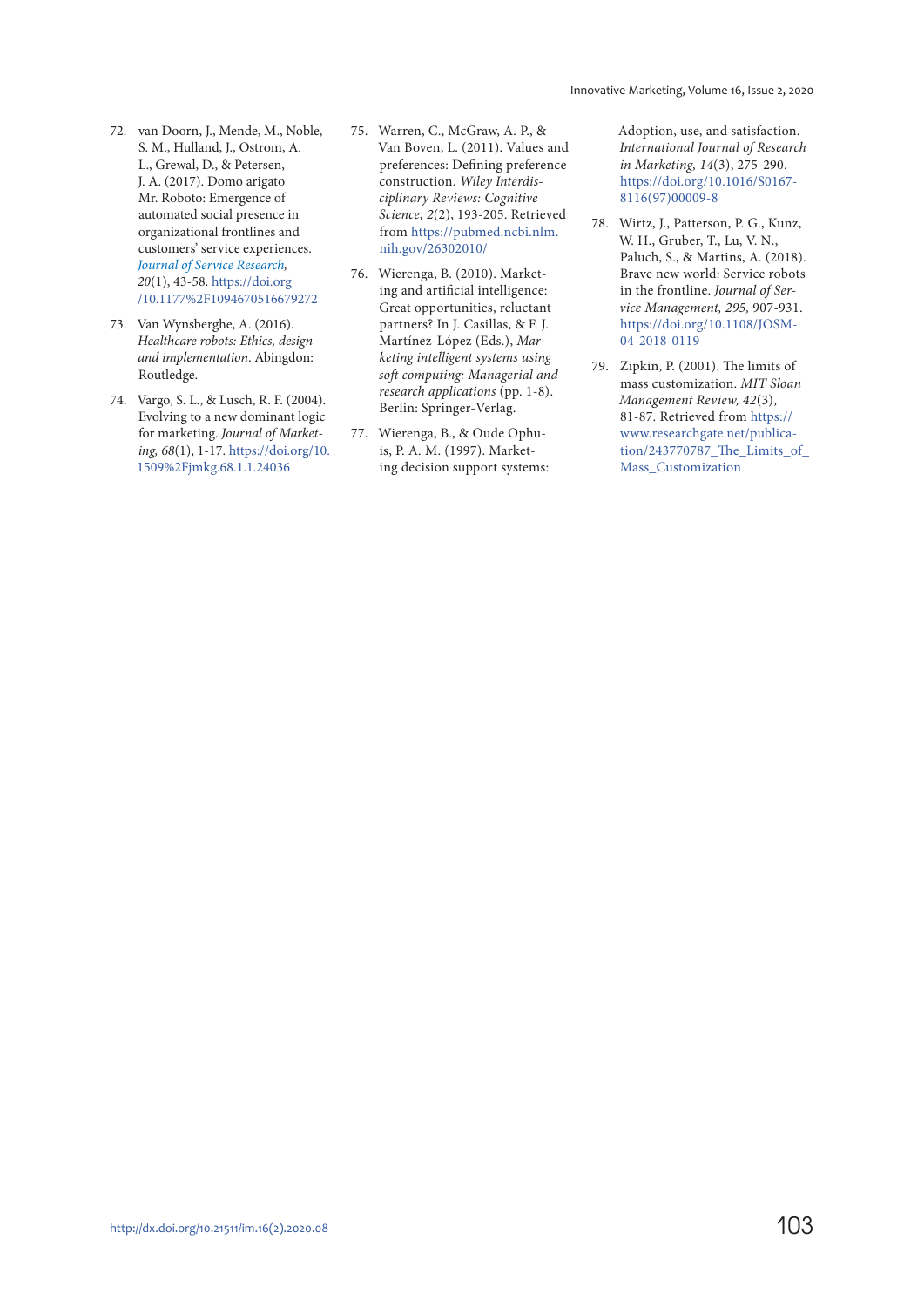72. van Doorn, J., Mende, M., Noble, S. M., Hulland, J., Ostrom, A. L., Grewal, D., & Petersen, J. A. (2017). Domo arigato Mr. Roboto: Emergence of automated social presence in organizational frontlines and customers' service experiences. *Journal of Service Research, 20*(1), 43-58. https://doi.org/10.1177%2F1094670516679272
73. Van Wynsberghe, A. (2016). *Healthcare robots: Ethics, design and implementation*. Abingdon: Routledge.
74. Vargo, S. L., & Lusch, R. F. (2004). Evolving to a new dominant logic for marketing. *Journal of Marketing, 68*(1), 1-17. https://doi.org/10.1509%2Fjmkg.68.1.1.24036
75. Warren, C., McGraw, A. P., & Van Boven, L. (2011). Values and preferences: Defining preference construction. *Wiley Interdisciplinary Reviews: Cognitive Science, 2*(2), 193-205. Retrieved from https://pubmed.ncbi.nlm.nih.gov/26302010/
76. Wierenga, B. (2010). Marketing and artificial intelligence: Great opportunities, reluctant partners? In J. Casillas, & F. J. Martínez-López (Eds.), *Marketing intelligent systems using soft computing: Managerial and research applications* (pp. 1-8). Berlin: Springer-Verlag.
77. Wierenga, B., & Oude Ophuis, P. A. M. (1997). Marketing decision support systems: Adoption, use, and satisfaction. *International Journal of Research in Marketing, 14*(3), 275-290. https://doi.org/10.1016/S0167-8116(97)00009-8
78. Wirtz, J., Patterson, P. G., Kunz, W. H., Gruber, T., Lu, V. N., Paluch, S., & Martins, A. (2018). Brave new world: Service robots in the frontline. *Journal of Service Management, 295,* 907-931. https://doi.org/10.1108/JOSM-04-2018-0119
79. Zipkin, P. (2001). The limits of mass customization. *MIT Sloan Management Review, 42*(3), 81-87. Retrieved from https://www.researchgate.net/publication/243770787_The_Limits_of_Mass_Customization